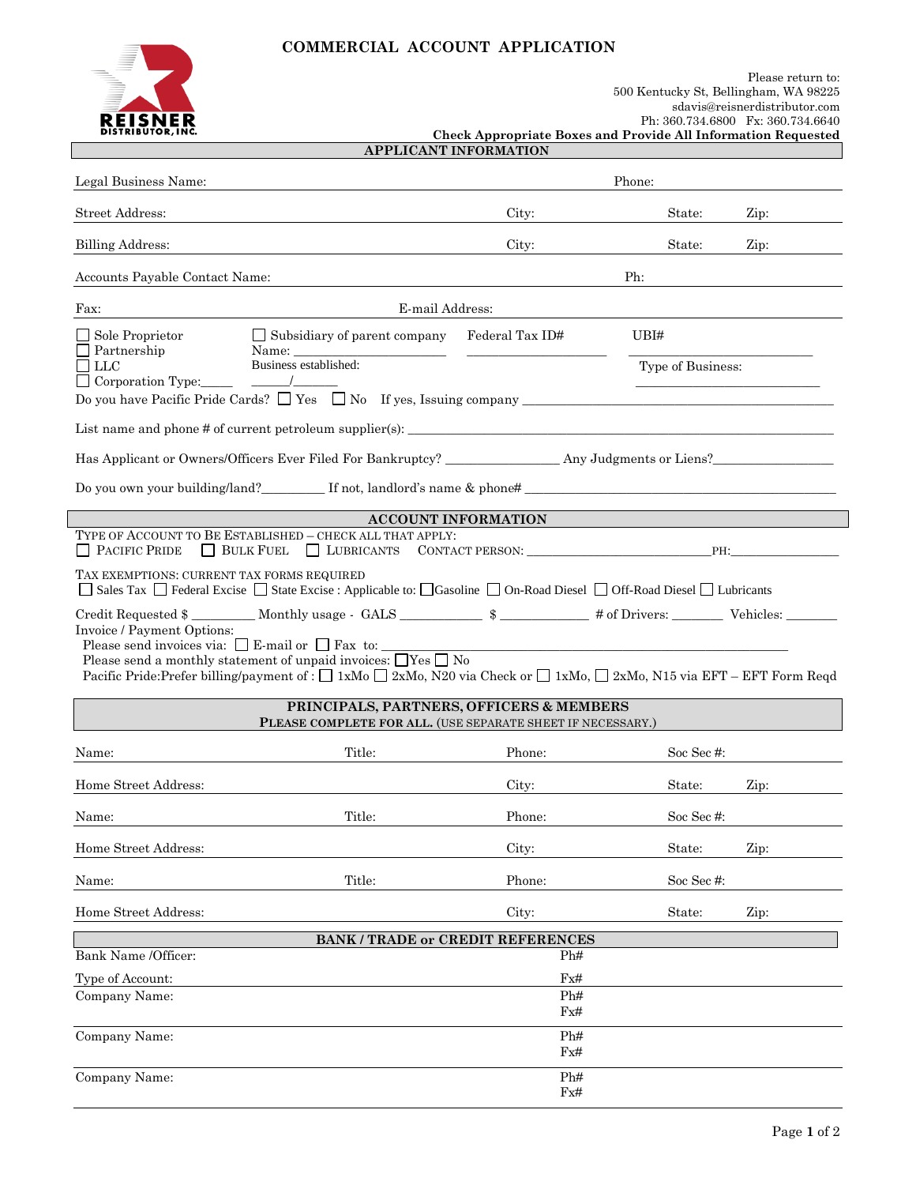# COMMERCIAL ACCOUNT APPLICATION

REISNER DISTRIBUTOR, INC.

Please return to:
500 Kentucky St, Bellingham, WA 98225
sdavis@reisnerdistributor.com
Ph: 360.734.6800 Fx: 360.734.6640

**Check Appropriate Boxes and Provide All Information Requested**

## APPLICANT INFORMATION

Legal Business Name: _______________ Phone: _______________

Street Address: _______________ City: _______________ State: _____ Zip: _____

Billing Address: _______________ City: _______________ State: _____ Zip: _____

Accounts Payable Contact Name: _______________ Ph: _______________

Fax: _______________ E-mail Address: _______________

☐ Sole Proprietor
☐ Partnership
☐ LLC
☐ Corporation Type:_____

☐ Subsidiary of parent company
Name: _______________
Business established:
_____/_______

Federal Tax ID# _______________

UBI# _______________

Type of Business: _______________

Do you have Pacific Pride Cards? ☐ Yes ☐ No If yes, Issuing company _______________

List name and phone # of current petroleum supplier(s): _______________

Has Applicant or Owners/Officers Ever Filed For Bankruptcy? _______________ Any Judgments or Liens? _______________

Do you own your building/land?_________ If not, landlord's name & phone# _______________

## ACCOUNT INFORMATION

TYPE OF ACCOUNT TO BE ESTABLISHED – CHECK ALL THAT APPLY:
☐ PACIFIC PRIDE ☐ BULK FUEL ☐ LUBRICANTS CONTACT PERSON: _______________ PH: _______________

TAX EXEMPTIONS: CURRENT TAX FORMS REQUIRED
☐ Sales Tax ☐ Federal Excise ☐ State Excise : Applicable to: ☐ Gasoline ☐ On-Road Diesel ☐ Off-Road Diesel ☐ Lubricants

Credit Requested $ _________ Monthly usage - GALS ____________ $ _____________ # of Drivers: _______ Vehicles: _______

Invoice / Payment Options:
Please send invoices via: ☐ E-mail or ☐ Fax to: _______________
Please send a monthly statement of unpaid invoices: ☐ Yes ☐ No
Pacific Pride:Prefer billing/payment of : ☐ 1xMo ☐ 2xMo, N20 via Check or ☐ 1xMo, ☐ 2xMo, N15 via EFT – EFT Form Reqd

## PRINCIPALS, PARTNERS, OFFICERS & MEMBERS

**PLEASE COMPLETE FOR ALL.** (USE SEPARATE SHEET IF NECESSARY.)

Name: _______________ Title: _______________ Phone: _______________ Soc Sec #: _______________

Home Street Address: _______________ City: _______________ State: _____ Zip: _____

Name: _______________ Title: _______________ Phone: _______________ Soc Sec #: _______________

Home Street Address: _______________ City: _______________ State: _____ Zip: _____

Name: _______________ Title: _______________ Phone: _______________ Soc Sec #: _______________

Home Street Address: _______________ City: _______________ State: _____ Zip: _____

## BANK / TRADE or CREDIT REFERENCES

Bank Name /Officer: _______________ Ph# _______________

Type of Account: _______________ Fx# _______________

Company Name: _______________ Ph# _______________
Fx# _______________

Company Name: _______________ Ph# _______________
Fx# _______________

Company Name: _______________ Ph# _______________
Fx# _______________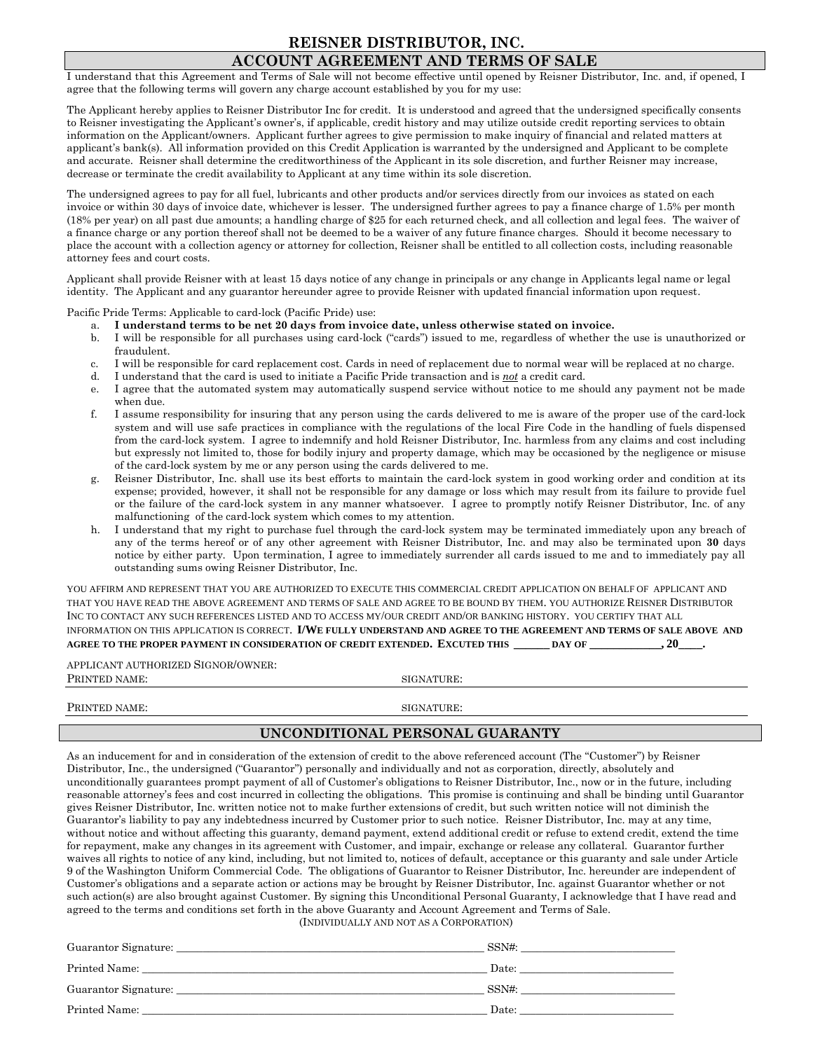# REISNER DISTRIBUTOR, INC.

## ACCOUNT AGREEMENT AND TERMS OF SALE

I understand that this Agreement and Terms of Sale will not become effective until opened by Reisner Distributor, Inc. and, if opened, I agree that the following terms will govern any charge account established by you for my use:

The Applicant hereby applies to Reisner Distributor Inc for credit. It is understood and agreed that the undersigned specifically consents to Reisner investigating the Applicant's owner's, if applicable, credit history and may utilize outside credit reporting services to obtain information on the Applicant/owners. Applicant further agrees to give permission to make inquiry of financial and related matters at applicant's bank(s). All information provided on this Credit Application is warranted by the undersigned and Applicant to be complete and accurate. Reisner shall determine the creditworthiness of the Applicant in its sole discretion, and further Reisner may increase, decrease or terminate the credit availability to Applicant at any time within its sole discretion.

The undersigned agrees to pay for all fuel, lubricants and other products and/or services directly from our invoices as stated on each invoice or within 30 days of invoice date, whichever is lesser. The undersigned further agrees to pay a finance charge of 1.5% per month (18% per year) on all past due amounts; a handling charge of $25 for each returned check, and all collection and legal fees. The waiver of a finance charge or any portion thereof shall not be deemed to be a waiver of any future finance charges. Should it become necessary to place the account with a collection agency or attorney for collection, Reisner shall be entitled to all collection costs, including reasonable attorney fees and court costs.

Applicant shall provide Reisner with at least 15 days notice of any change in principals or any change in Applicants legal name or legal identity. The Applicant and any guarantor hereunder agree to provide Reisner with updated financial information upon request.

Pacific Pride Terms: Applicable to card-lock (Pacific Pride) use:

a. **I understand terms to be net 20 days from invoice date, unless otherwise stated on invoice.**
b. I will be responsible for all purchases using card-lock ("cards") issued to me, regardless of whether the use is unauthorized or fraudulent.
c. I will be responsible for card replacement cost. Cards in need of replacement due to normal wear will be replaced at no charge.
d. I understand that the card is used to initiate a Pacific Pride transaction and is *not* a credit card.
e. I agree that the automated system may automatically suspend service without notice to me should any payment not be made when due.
f. I assume responsibility for insuring that any person using the cards delivered to me is aware of the proper use of the card-lock system and will use safe practices in compliance with the regulations of the local Fire Code in the handling of fuels dispensed from the card-lock system. I agree to indemnify and hold Reisner Distributor, Inc. harmless from any claims and cost including but expressly not limited to, those for bodily injury and property damage, which may be occasioned by the negligence or misuse of the card-lock system by me or any person using the cards delivered to me.
g. Reisner Distributor, Inc. shall use its best efforts to maintain the card-lock system in good working order and condition at its expense; provided, however, it shall not be responsible for any damage or loss which may result from its failure to provide fuel or the failure of the card-lock system in any manner whatsoever. I agree to promptly notify Reisner Distributor, Inc. of any malfunctioning of the card-lock system which comes to my attention.
h. I understand that my right to purchase fuel through the card-lock system may be terminated immediately upon any breach of any of the terms hereof or of any other agreement with Reisner Distributor, Inc. and may also be terminated upon **30** days notice by either party. Upon termination, I agree to immediately surrender all cards issued to me and to immediately pay all outstanding sums owing Reisner Distributor, Inc.

YOU AFFIRM AND REPRESENT THAT YOU ARE AUTHORIZED TO EXECUTE THIS COMMERCIAL CREDIT APPLICATION ON BEHALF OF APPLICANT AND THAT YOU HAVE READ THE ABOVE AGREEMENT AND TERMS OF SALE AND AGREE TO BE BOUND BY THEM. YOU AUTHORIZE REISNER DISTRIBUTOR INC TO CONTACT ANY SUCH REFERENCES LISTED AND TO ACCESS MY/OUR CREDIT AND/OR BANKING HISTORY. YOU CERTIFY THAT ALL INFORMATION ON THIS APPLICATION IS CORRECT. **I/WE FULLY UNDERSTAND AND AGREE TO THE AGREEMENT AND TERMS OF SALE ABOVE AND AGREE TO THE PROPER PAYMENT IN CONSIDERATION OF CREDIT EXTENDED. EXCUTED THIS ______ DAY OF ____________, 20____.**

APPLICANT AUTHORIZED SIGNOR/OWNER:

PRINTED NAME: SIGNATURE:

PRINTED NAME: SIGNATURE:

## UNCONDITIONAL PERSONAL GUARANTY

As an inducement for and in consideration of the extension of credit to the above referenced account (The "Customer") by Reisner Distributor, Inc., the undersigned ("Guarantor") personally and individually and not as corporation, directly, absolutely and unconditionally guarantees prompt payment of all of Customer's obligations to Reisner Distributor, Inc., now or in the future, including reasonable attorney's fees and cost incurred in collecting the obligations. This promise is continuing and shall be binding until Guarantor gives Reisner Distributor, Inc. written notice not to make further extensions of credit, but such written notice will not diminish the Guarantor's liability to pay any indebtedness incurred by Customer prior to such notice. Reisner Distributor, Inc. may at any time, without notice and without affecting this guaranty, demand payment, extend additional credit or refuse to extend credit, extend the time for repayment, make any changes in its agreement with Customer, and impair, exchange or release any collateral. Guarantor further waives all rights to notice of any kind, including, but not limited to, notices of default, acceptance or this guaranty and sale under Article 9 of the Washington Uniform Commercial Code. The obligations of Guarantor to Reisner Distributor, Inc. hereunder are independent of Customer's obligations and a separate action or actions may be brought by Reisner Distributor, Inc. against Guarantor whether or not such action(s) are also brought against Customer. By signing this Unconditional Personal Guaranty, I acknowledge that I have read and agreed to the terms and conditions set forth in the above Guaranty and Account Agreement and Terms of Sale.

(INDIVIDUALLY AND NOT AS A CORPORATION)

Guarantor Signature: ______________________________ SSN#: ______________

Printed Name: ______________________________ Date: ______________

Guarantor Signature: ______________________________ SSN#: ______________

Printed Name: ______________________________ Date: ______________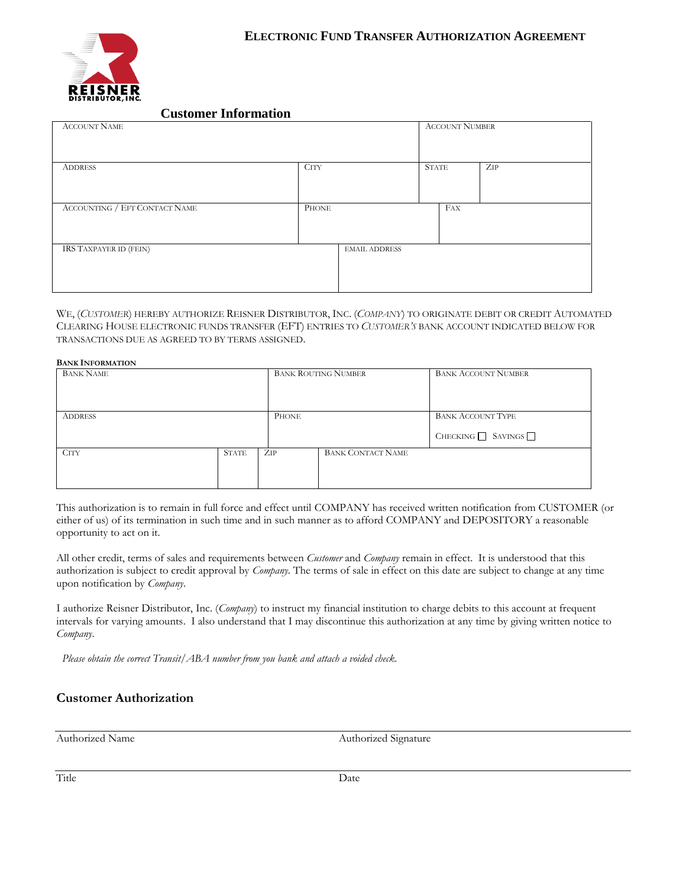# Electronic Fund Transfer Authorization Agreement

REISNER DISTRIBUTOR, INC.

## Customer Information

| Account Name | | | Account Number | |
|---|---|---|---|---|
| Address | City | | State | Zip |
| Accounting / EFT Contact Name | Phone | | Fax | |
| IRS Taxpayer ID (FEIN) | Email Address | | | |

WE, (*CUSTOMER*) HEREBY AUTHORIZE REISNER DISTRIBUTOR, INC. (*COMPANY*) TO ORIGINATE DEBIT OR CREDIT AUTOMATED CLEARING HOUSE ELECTRONIC FUNDS TRANSFER (EFT) ENTRIES TO *CUSTOMER'S* BANK ACCOUNT INDICATED BELOW FOR TRANSACTIONS DUE AS AGREED TO BY TERMS ASSIGNED.

**BANK INFORMATION**

| Bank Name | | | Bank Routing Number | Bank Account Number |
|---|---|---|---|---|
| Address | | | Phone | Bank Account Type<br>Checking ☐ Savings ☐ |
| City | State | Zip | Bank Contact Name | |

This authorization is to remain in full force and effect until COMPANY has received written notification from CUSTOMER (or either of us) of its termination in such time and in such manner as to afford COMPANY and DEPOSITORY a reasonable opportunity to act on it.

All other credit, terms of sales and requirements between *Customer* and *Company* remain in effect. It is understood that this authorization is subject to credit approval by *Company*. The terms of sale in effect on this date are subject to change at any time upon notification by *Company*.

I authorize Reisner Distributor, Inc. (*Company*) to instruct my financial institution to charge debits to this account at frequent intervals for varying amounts. I also understand that I may discontinue this authorization at any time by giving written notice to *Company*.

*Please obtain the correct Transit/ABA number from you bank and attach a voided check.*

## Customer Authorization

Authorized Name ____________________ Authorized Signature ____________________

Title ____________________ Date ____________________